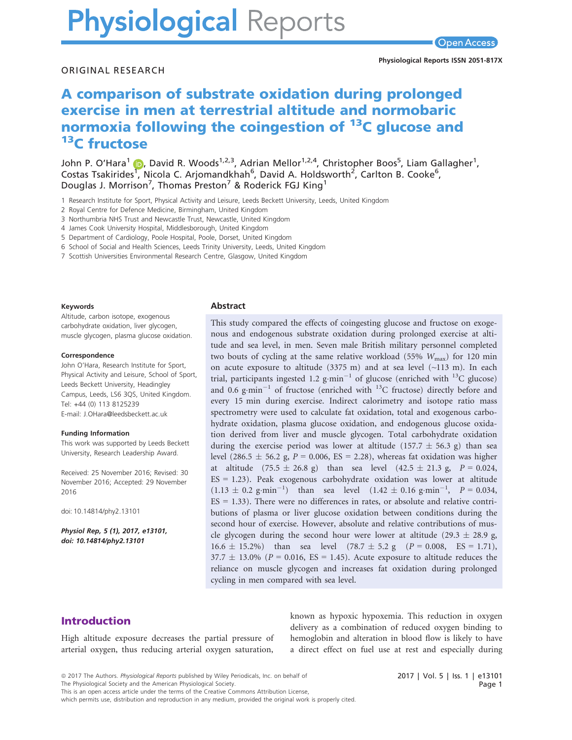ORIGINAL RESEARCH

# A comparison of substrate oxidation during prolonged exercise in men at terrestrial altitude and normobaric normoxia following the coingestion of $^{13}C$ glucose and $^{13}C$ fructose

John P. O'Hara[1], David R. Woods[1,2,3], Adrian Mellor[1,2,4], Christopher Boos[5], Liam Gallagher[1], Costas Tsakirides[1], Nicola C. Arjomandkhah[6], David A. Holdsworth[2], Carlton B. Cooke[6], Douglas J. Morrison[7], Thomas Preston[7] & Roderick FGJ King[1]

1 Research Institute for Sport, Physical Activity and Leisure, Leeds Beckett University, Leeds, United Kingdom
2 Royal Centre for Defence Medicine, Birmingham, United Kingdom
3 Northumbria NHS Trust and Newcastle Trust, Newcastle, United Kingdom
4 James Cook University Hospital, Middlesborough, United Kingdom
5 Department of Cardiology, Poole Hospital, Poole, Dorset, United Kingdom
6 School of Social and Health Sciences, Leeds Trinity University, Leeds, United Kingdom
7 Scottish Universities Environmental Research Centre, Glasgow, United Kingdom

#### Keywords

Altitude, carbon isotope, exogenous carbohydrate oxidation, liver glycogen, muscle glycogen, plasma glucose oxidation.

#### Correspondence

John O'Hara, Research Institute for Sport, Physical Activity and Leisure, School of Sport, Leeds Beckett University, Headingley Campus, Leeds, LS6 3QS, United Kingdom.
Tel: +44 (0) 113 8125239
E-mail: J.OHara@leedsbeckett.ac.uk

#### Funding Information

This work was supported by Leeds Beckett University, Research Leadership Award.

Received: 25 November 2016; Revised: 30 November 2016; Accepted: 29 November 2016

doi: 10.14814/phy2.13101

*Physiol Rep, 5 (1), 2017, e13101, doi: 10.14814/phy2.13101*

## Abstract

This study compared the effects of coingesting glucose and fructose on exogenous and endogenous substrate oxidation during prolonged exercise at altitude and sea level, in men. Seven male British military personnel completed two bouts of cycling at the same relative workload (55% $W_{max}$) for 120 min on acute exposure to altitude (3375 m) and at sea level (~113 m). In each trial, participants ingested 1.2 $g \cdot min^{-1}$ of glucose (enriched with $^{13}C$ glucose) and 0.6 $g \cdot min^{-1}$ of fructose (enriched with $^{13}C$ fructose) directly before and every 15 min during exercise. Indirect calorimetry and isotope ratio mass spectrometry were used to calculate fat oxidation, total and exogenous carbohydrate oxidation, plasma glucose oxidation, and endogenous glucose oxidation derived from liver and muscle glycogen. Total carbohydrate oxidation during the exercise period was lower at altitude (157.7 ± 56.3 g) than sea level (286.5 ± 56.2 g, $P = 0.006$, ES = 2.28), whereas fat oxidation was higher at altitude (75.5 ± 26.8 g) than sea level (42.5 ± 21.3 g, $P = 0.024$, ES = 1.23). Peak exogenous carbohydrate oxidation was lower at altitude (1.13 ± 0.2 $g \cdot min^{-1}$) than sea level (1.42 ± 0.16 $g \cdot min^{-1}$, $P = 0.034$, ES = 1.33). There were no differences in rates, or absolute and relative contributions of plasma or liver glucose oxidation between conditions during the second hour of exercise. However, absolute and relative contributions of muscle glycogen during the second hour were lower at altitude (29.3 ± 28.9 g, 16.6 ± 15.2%) than sea level (78.7 ± 5.2 g ($P = 0.008$, ES = 1.71), 37.7 ± 13.0% ($P = 0.016$, ES = 1.45). Acute exposure to altitude reduces the reliance on muscle glycogen and increases fat oxidation during prolonged cycling in men compared with sea level.

## Introduction

High altitude exposure decreases the partial pressure of arterial oxygen, thus reducing arterial oxygen saturation, known as hypoxic hypoxemia. This reduction in oxygen delivery as a combination of reduced oxygen binding to hemoglobin and alteration in blood flow is likely to have a direct effect on fuel use at rest and especially during

© 2017 The Authors. *Physiological Reports* published by Wiley Periodicals, Inc. on behalf of The Physiological Society and the American Physiological Society.
This is an open access article under the terms of the Creative Commons Attribution License, which permits use, distribution and reproduction in any medium, provided the original work is properly cited.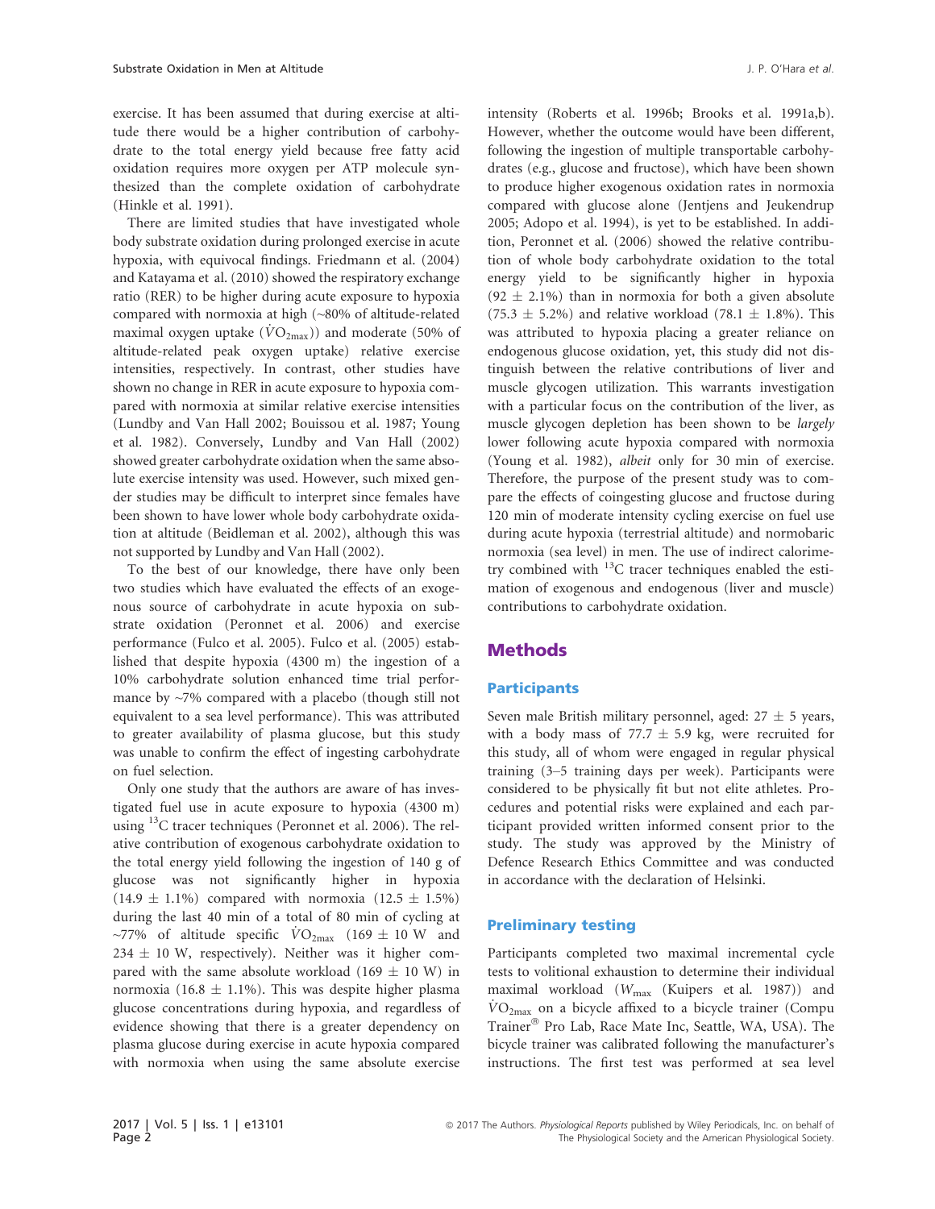exercise. It has been assumed that during exercise at altitude there would be a higher contribution of carbohydrate to the total energy yield because free fatty acid oxidation requires more oxygen per ATP molecule synthesized than the complete oxidation of carbohydrate (Hinkle et al. 1991).

There are limited studies that have investigated whole body substrate oxidation during prolonged exercise in acute hypoxia, with equivocal findings. Friedmann et al. (2004) and Katayama et al. (2010) showed the respiratory exchange ratio (RER) to be higher during acute exposure to hypoxia compared with normoxia at high (~80% of altitude-related maximal oxygen uptake ($\dot{V}O_{2max}$)) and moderate (50% of altitude-related peak oxygen uptake) relative exercise intensities, respectively. In contrast, other studies have shown no change in RER in acute exposure to hypoxia compared with normoxia at similar relative exercise intensities (Lundby and Van Hall 2002; Bouissou et al. 1987; Young et al. 1982). Conversely, Lundby and Van Hall (2002) showed greater carbohydrate oxidation when the same absolute exercise intensity was used. However, such mixed gender studies may be difficult to interpret since females have been shown to have lower whole body carbohydrate oxidation at altitude (Beidleman et al. 2002), although this was not supported by Lundby and Van Hall (2002).

To the best of our knowledge, there have only been two studies which have evaluated the effects of an exogenous source of carbohydrate in acute hypoxia on substrate oxidation (Peronnet et al. 2006) and exercise performance (Fulco et al. 2005). Fulco et al. (2005) established that despite hypoxia (4300 m) the ingestion of a 10% carbohydrate solution enhanced time trial performance by ~7% compared with a placebo (though still not equivalent to a sea level performance). This was attributed to greater availability of plasma glucose, but this study was unable to confirm the effect of ingesting carbohydrate on fuel selection.

Only one study that the authors are aware of has investigated fuel use in acute exposure to hypoxia (4300 m) using $^{13}C$ tracer techniques (Peronnet et al. 2006). The relative contribution of exogenous carbohydrate oxidation to the total energy yield following the ingestion of 140 g of glucose was not significantly higher in hypoxia (14.9 ± 1.1%) compared with normoxia (12.5 ± 1.5%) during the last 40 min of a total of 80 min of cycling at ~77% of altitude specific $\dot{V}O_{2max}$ (169 ± 10 W and 234 ± 10 W, respectively). Neither was it higher compared with the same absolute workload (169 ± 10 W) in normoxia (16.8 ± 1.1%). This was despite higher plasma glucose concentrations during hypoxia, and regardless of evidence showing that there is a greater dependency on plasma glucose during exercise in acute hypoxia compared with normoxia when using the same absolute exercise intensity (Roberts et al. 1996b; Brooks et al. 1991a,b). However, whether the outcome would have been different, following the ingestion of multiple transportable carbohydrates (e.g., glucose and fructose), which have been shown to produce higher exogenous oxidation rates in normoxia compared with glucose alone (Jentjens and Jeukendrup 2005; Adopo et al. 1994), is yet to be established. In addition, Peronnet et al. (2006) showed the relative contribution of whole body carbohydrate oxidation to the total energy yield to be significantly higher in hypoxia (92 ± 2.1%) than in normoxia for both a given absolute (75.3 ± 5.2%) and relative workload (78.1 ± 1.8%). This was attributed to hypoxia placing a greater reliance on endogenous glucose oxidation, yet, this study did not distinguish between the relative contributions of liver and muscle glycogen utilization. This warrants investigation with a particular focus on the contribution of the liver, as muscle glycogen depletion has been shown to be *largely* lower following acute hypoxia compared with normoxia (Young et al. 1982), *albeit* only for 30 min of exercise. Therefore, the purpose of the present study was to compare the effects of coingesting glucose and fructose during 120 min of moderate intensity cycling exercise on fuel use during acute hypoxia (terrestrial altitude) and normobaric normoxia (sea level) in men. The use of indirect calorimetry combined with $^{13}C$ tracer techniques enabled the estimation of exogenous and endogenous (liver and muscle) contributions to carbohydrate oxidation.

## Methods

### Participants

Seven male British military personnel, aged: 27 ± 5 years, with a body mass of 77.7 ± 5.9 kg, were recruited for this study, all of whom were engaged in regular physical training (3–5 training days per week). Participants were considered to be physically fit but not elite athletes. Procedures and potential risks were explained and each participant provided written informed consent prior to the study. The study was approved by the Ministry of Defence Research Ethics Committee and was conducted in accordance with the declaration of Helsinki.

### Preliminary testing

Participants completed two maximal incremental cycle tests to volitional exhaustion to determine their individual maximal workload ($W_{max}$ (Kuipers et al. 1987)) and $\dot{V}O_{2max}$ on a bicycle affixed to a bicycle trainer (Compu Trainer® Pro Lab, Race Mate Inc, Seattle, WA, USA). The bicycle trainer was calibrated following the manufacturer's instructions. The first test was performed at sea level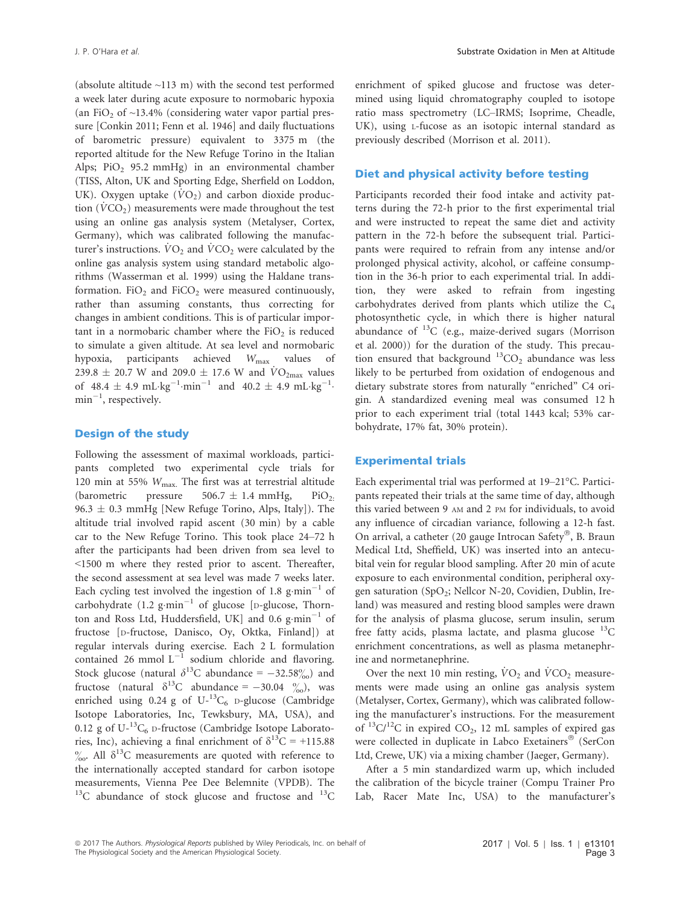(absolute altitude ~113 m) with the second test performed a week later during acute exposure to normobaric hypoxia (an $FiO_2$ of ~13.4% (considering water vapor partial pressure [Conkin 2011; Fenn et al. 1946] and daily fluctuations of barometric pressure) equivalent to 3375 m (the reported altitude for the New Refuge Torino in the Italian Alps; $PiO_2$ 95.2 mmHg) in an environmental chamber (TISS, Alton, UK and Sporting Edge, Sherfield on Loddon, UK). Oxygen uptake ($\dot{V}O_2$) and carbon dioxide production ($\dot{V}CO_2$) measurements were made throughout the test using an online gas analysis system (Metalyser, Cortex, Germany), which was calibrated following the manufacturer's instructions. $\dot{V}O_2$ and $\dot{V}CO_2$ were calculated by the online gas analysis system using standard metabolic algorithms (Wasserman et al. 1999) using the Haldane transformation. $FiO_2$ and $FiCO_2$ were measured continuously, rather than assuming constants, thus correcting for changes in ambient conditions. This is of particular importance in a normobaric chamber where the $FiO_2$ is reduced to simulate a given altitude. At sea level and normobaric hypoxia, participants achieved $W_{max}$ values of $239.8 \pm 20.7$ W and $209.0 \pm 17.6$ W and $\dot{V}O_{2max}$ values of $48.4 \pm 4.9$ mL·kg$^{-1}$·min$^{-1}$ and $40.2 \pm 4.9$ mL·kg$^{-1}$·min$^{-1}$, respectively.

## Design of the study

Following the assessment of maximal workloads, participants completed two experimental cycle trials for 120 min at 55% $W_{max}$. The first was at terrestrial altitude (barometric pressure $506.7 \pm 1.4$ mmHg, $PiO_2$: $96.3 \pm 0.3$ mmHg [New Refuge Torino, Alps, Italy]). The altitude trial involved rapid ascent (30 min) by a cable car to the New Refuge Torino. This took place 24–72 h after the participants had been driven from sea level to <1500 m where they rested prior to ascent. Thereafter, the second assessment at sea level was made 7 weeks later. Each cycling test involved the ingestion of 1.8 g·min$^{-1}$ of carbohydrate (1.2 g·min$^{-1}$ of glucose [D-glucose, Thornton and Ross Ltd, Huddersfield, UK] and 0.6 g·min$^{-1}$ of fructose [D-fructose, Danisco, Oy, Oktka, Finland]) at regular intervals during exercise. Each 2 L formulation contained 26 mmol L$^{-1}$ sodium chloride and flavoring. Stock glucose (natural $\delta^{13}C$ abundance = −32.58‰) and fructose (natural $\delta^{13}C$ abundance = −30.04 ‰), was enriched using 0.24 g of U-$^{13}C_6$ D-glucose (Cambridge Isotope Laboratories, Inc, Tewksbury, MA, USA), and 0.12 g of U-$^{13}C_6$ D-fructose (Cambridge Isotope Laboratories, Inc), achieving a final enrichment of $\delta^{13}C$ = +115.88 ‰. All $\delta^{13}C$ measurements are quoted with reference to the internationally accepted standard for carbon isotope measurements, Vienna Pee Dee Belemnite (VPDB). The $^{13}C$ abundance of stock glucose and fructose and $^{13}C$ enrichment of spiked glucose and fructose was determined using liquid chromatography coupled to isotope ratio mass spectrometry (LC–IRMS; Isoprime, Cheadle, UK), using L-fucose as an isotopic internal standard as previously described (Morrison et al. 2011).

## Diet and physical activity before testing

Participants recorded their food intake and activity patterns during the 72-h prior to the first experimental trial and were instructed to repeat the same diet and activity pattern in the 72-h before the subsequent trial. Participants were required to refrain from any intense and/or prolonged physical activity, alcohol, or caffeine consumption in the 36-h prior to each experimental trial. In addition, they were asked to refrain from ingesting carbohydrates derived from plants which utilize the $C_4$ photosynthetic cycle, in which there is higher natural abundance of $^{13}C$ (e.g., maize-derived sugars (Morrison et al. 2000)) for the duration of the study. This precaution ensured that background $^{13}CO_2$ abundance was less likely to be perturbed from oxidation of endogenous and dietary substrate stores from naturally "enriched" C4 origin. A standardized evening meal was consumed 12 h prior to each experiment trial (total 1443 kcal; 53% carbohydrate, 17% fat, 30% protein).

## Experimental trials

Each experimental trial was performed at 19–21°C. Participants repeated their trials at the same time of day, although this varied between 9 AM and 2 PM for individuals, to avoid any influence of circadian variance, following a 12-h fast. On arrival, a catheter (20 gauge Introcan Safety®, B. Braun Medical Ltd, Sheffield, UK) was inserted into an antecubital vein for regular blood sampling. After 20 min of acute exposure to each environmental condition, peripheral oxygen saturation ($SpO_2$; Nellcor N-20, Covidien, Dublin, Ireland) was measured and resting blood samples were drawn for the analysis of plasma glucose, serum insulin, serum free fatty acids, plasma lactate, and plasma glucose $^{13}C$ enrichment concentrations, as well as plasma metanephrine and normetanephrine.

Over the next 10 min resting, $\dot{V}O_2$ and $\dot{V}CO_2$ measurements were made using an online gas analysis system (Metalyser, Cortex, Germany), which was calibrated following the manufacturer's instructions. For the measurement of $^{13}C/^{12}C$ in expired $CO_2$, 12 mL samples of expired gas were collected in duplicate in Labco Exetainers® (SerCon Ltd, Crewe, UK) via a mixing chamber (Jaeger, Germany).

After a 5 min standardized warm up, which included the calibration of the bicycle trainer (Compu Trainer Pro Lab, Racer Mate Inc, USA) to the manufacturer's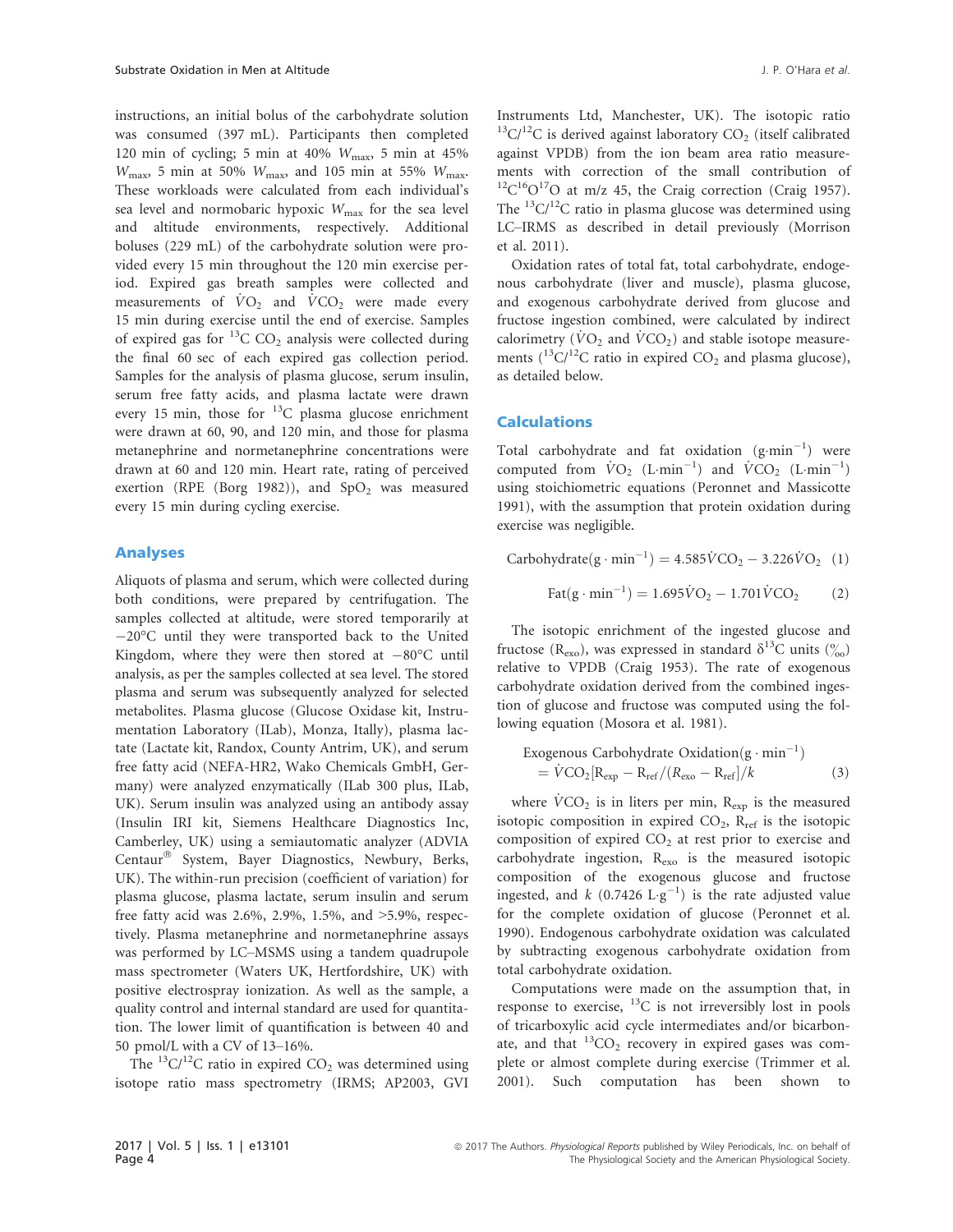instructions, an initial bolus of the carbohydrate solution was consumed (397 mL). Participants then completed 120 min of cycling; 5 min at 40% $W_{max}$, 5 min at 45% $W_{max}$, 5 min at 50% $W_{max}$, and 105 min at 55% $W_{max}$. These workloads were calculated from each individual's sea level and normobaric hypoxic $W_{max}$ for the sea level and altitude environments, respectively. Additional boluses (229 mL) of the carbohydrate solution were provided every 15 min throughout the 120 min exercise period. Expired gas breath samples were collected and measurements of $\dot{V}O_2$ and $\dot{V}CO_2$ were made every 15 min during exercise until the end of exercise. Samples of expired gas for $^{13}C$ $CO_2$ analysis were collected during the final 60 sec of each expired gas collection period. Samples for the analysis of plasma glucose, serum insulin, serum free fatty acids, and plasma lactate were drawn every 15 min, those for $^{13}C$ plasma glucose enrichment were drawn at 60, 90, and 120 min, and those for plasma metanephrine and normetanephrine concentrations were drawn at 60 and 120 min. Heart rate, rating of perceived exertion (RPE (Borg 1982)), and $SpO_2$ was measured every 15 min during cycling exercise.

## Analyses

Aliquots of plasma and serum, which were collected during both conditions, were prepared by centrifugation. The samples collected at altitude, were stored temporarily at −20°C until they were transported back to the United Kingdom, where they were then stored at −80°C until analysis, as per the samples collected at sea level. The stored plasma and serum was subsequently analyzed for selected metabolites. Plasma glucose (Glucose Oxidase kit, Instrumentation Laboratory (ILab), Monza, Itally), plasma lactate (Lactate kit, Randox, County Antrim, UK), and serum free fatty acid (NEFA-HR2, Wako Chemicals GmbH, Germany) were analyzed enzymatically (ILab 300 plus, ILab, UK). Serum insulin was analyzed using an antibody assay (Insulin IRI kit, Siemens Healthcare Diagnostics Inc, Camberley, UK) using a semiautomatic analyzer (ADVIA Centaur® System, Bayer Diagnostics, Newbury, Berks, UK). The within-run precision (coefficient of variation) for plasma glucose, plasma lactate, serum insulin and serum free fatty acid was 2.6%, 2.9%, 1.5%, and >5.9%, respectively. Plasma metanephrine and normetanephrine assays was performed by LC–MSMS using a tandem quadrupole mass spectrometer (Waters UK, Hertfordshire, UK) with positive electrospray ionization. As well as the sample, a quality control and internal standard are used for quantitation. The lower limit of quantification is between 40 and 50 pmol/L with a CV of 13–16%.

The $^{13}C/^{12}C$ ratio in expired $CO_2$ was determined using isotope ratio mass spectrometry (IRMS; AP2003, GVI Instruments Ltd, Manchester, UK). The isotopic ratio $^{13}C/^{12}C$ is derived against laboratory $CO_2$ (itself calibrated against VPDB) from the ion beam area ratio measurements with correction of the small contribution of $^{12}C^{16}O^{17}O$ at m/z 45, the Craig correction (Craig 1957). The $^{13}C/^{12}C$ ratio in plasma glucose was determined using LC–IRMS as described in detail previously (Morrison et al. 2011).

Oxidation rates of total fat, total carbohydrate, endogenous carbohydrate (liver and muscle), plasma glucose, and exogenous carbohydrate derived from glucose and fructose ingestion combined, were calculated by indirect calorimetry ($\dot{V}O_2$ and $\dot{V}CO_2$) and stable isotope measurements ($^{13}C/^{12}C$ ratio in expired $CO_2$ and plasma glucose), as detailed below.

## Calculations

Total carbohydrate and fat oxidation ($g \cdot min^{-1}$) were computed from $\dot{V}O_2$ ($L \cdot min^{-1}$) and $\dot{V}CO_2$ ($L \cdot min^{-1}$) using stoichiometric equations (Peronnet and Massicotte 1991), with the assumption that protein oxidation during exercise was negligible.

$$\text{Carbohydrate}(g \cdot min^{-1}) = 4.585\dot{V}CO_2 - 3.226\dot{V}O_2 \quad (1)$$

$$\text{Fat}(g \cdot min^{-1}) = 1.695\dot{V}O_2 - 1.701\dot{V}CO_2 \quad (2)$$

The isotopic enrichment of the ingested glucose and fructose ($R_{exo}$), was expressed in standard $\delta^{13}C$ units (‰) relative to VPDB (Craig 1953). The rate of exogenous carbohydrate oxidation derived from the combined ingestion of glucose and fructose was computed using the following equation (Mosora et al. 1981).

$$\begin{aligned}&\text{Exogenous Carbohydrate Oxidation}(g \cdot min^{-1}) \\ &\quad = \dot{V}CO_2[R_{exp} - R_{ref}/(R_{exo} - R_{ref}]/k \quad (3)\end{aligned}$$

where $\dot{V}CO_2$ is in liters per min, $R_{exp}$ is the measured isotopic composition in expired $CO_2$, $R_{ref}$ is the isotopic composition of expired $CO_2$ at rest prior to exercise and carbohydrate ingestion, $R_{exo}$ is the measured isotopic composition of the exogenous glucose and fructose ingested, and $k$ (0.7426 $L \cdot g^{-1}$) is the rate adjusted value for the complete oxidation of glucose (Peronnet et al. 1990). Endogenous carbohydrate oxidation was calculated by subtracting exogenous carbohydrate oxidation from total carbohydrate oxidation.

Computations were made on the assumption that, in response to exercise, $^{13}C$ is not irreversibly lost in pools of tricarboxylic acid cycle intermediates and/or bicarbonate, and that $^{13}CO_2$ recovery in expired gases was complete or almost complete during exercise (Trimmer et al. 2001). Such computation has been shown to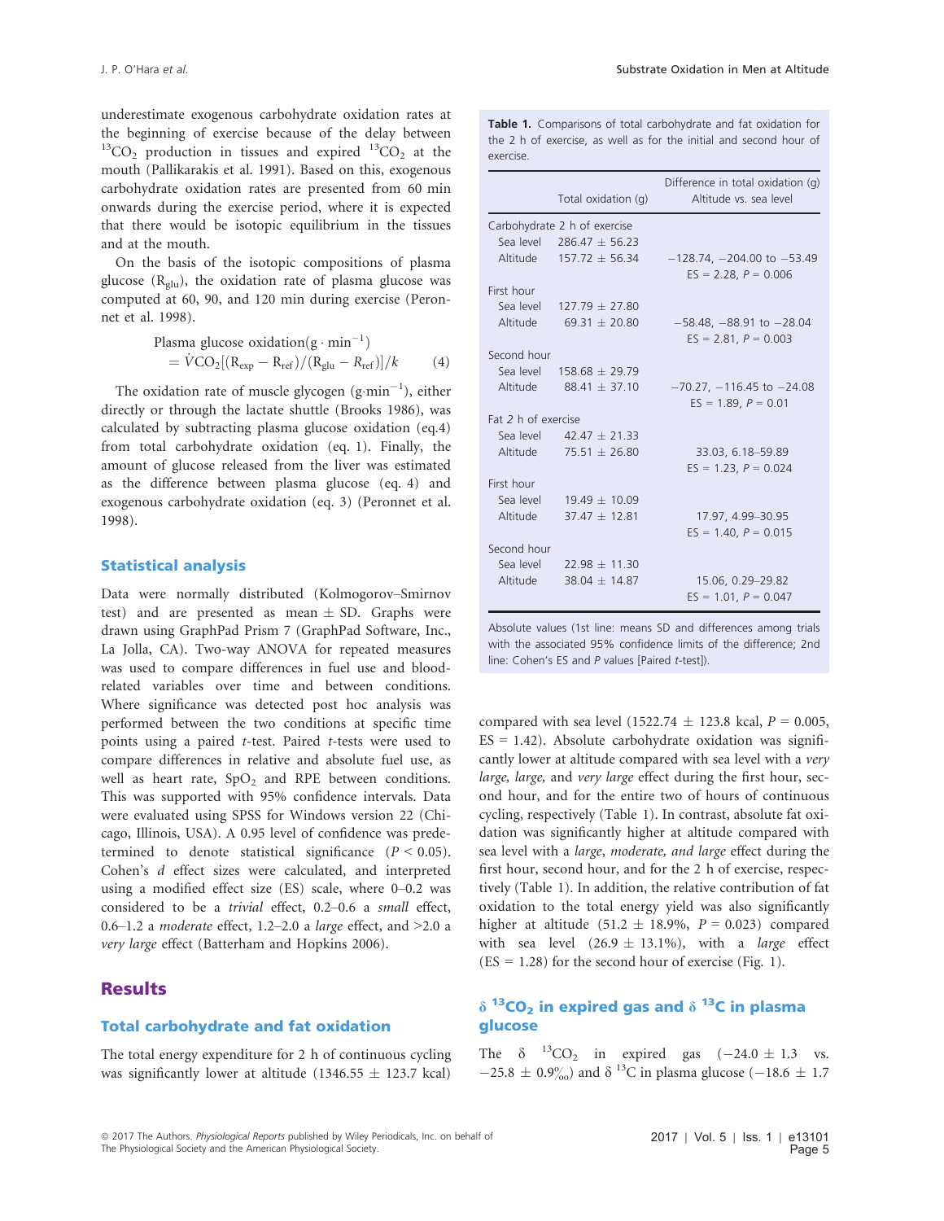underestimate exogenous carbohydrate oxidation rates at the beginning of exercise because of the delay between $^{13}CO_2$ production in tissues and expired $^{13}CO_2$ at the mouth (Pallikarakis et al. 1991). Based on this, exogenous carbohydrate oxidation rates are presented from 60 min onwards during the exercise period, where it is expected that there would be isotopic equilibrium in the tissues and at the mouth.

On the basis of the isotopic compositions of plasma glucose ($R_{glu}$), the oxidation rate of plasma glucose was computed at 60, 90, and 120 min during exercise (Peronnet et al. 1998).

$$\text{Plasma glucose oxidation}(\text{g} \cdot \text{min}^{-1}) = \dot{V}CO_2[(R_{exp} - R_{ref})/(R_{glu} - R_{ref})]/k \quad (4)$$

The oxidation rate of muscle glycogen ($\text{g} \cdot \text{min}^{-1}$), either directly or through the lactate shuttle (Brooks 1986), was calculated by subtracting plasma glucose oxidation (eq.4) from total carbohydrate oxidation (eq. 1). Finally, the amount of glucose released from the liver was estimated as the difference between plasma glucose (eq. 4) and exogenous carbohydrate oxidation (eq. 3) (Peronnet et al. 1998).

## Statistical analysis

Data were normally distributed (Kolmogorov–Smirnov test) and are presented as mean ± SD. Graphs were drawn using GraphPad Prism 7 (GraphPad Software, Inc., La Jolla, CA). Two-way ANOVA for repeated measures was used to compare differences in fuel use and blood-related variables over time and between conditions. Where significance was detected post hoc analysis was performed between the two conditions at specific time points using a paired *t*-test. Paired *t*-tests were used to compare differences in relative and absolute fuel use, as well as heart rate, $SpO_2$ and RPE between conditions. This was supported with 95% confidence intervals. Data were evaluated using SPSS for Windows version 22 (Chicago, Illinois, USA). A 0.95 level of confidence was predetermined to denote statistical significance ($P < 0.05$). Cohen's *d* effect sizes were calculated, and interpreted using a modified effect size (ES) scale, where 0–0.2 was considered to be a *trivial* effect, 0.2–0.6 a *small* effect, 0.6–1.2 a *moderate* effect, 1.2–2.0 a *large* effect, and >2.0 a *very large* effect (Batterham and Hopkins 2006).

# Results

## Total carbohydrate and fat oxidation

The total energy expenditure for 2 h of continuous cycling was significantly lower at altitude (1346.55 ± 123.7 kcal) compared with sea level (1522.74 ± 123.8 kcal, $P = 0.005$, ES = 1.42). Absolute carbohydrate oxidation was significantly lower at altitude compared with sea level with a *very large, large,* and *very large* effect during the first hour, second hour, and for the entire two of hours of continuous cycling, respectively (Table 1). In contrast, absolute fat oxidation was significantly higher at altitude compared with sea level with a *large*, *moderate, and large* effect during the first hour, second hour, and for the 2 h of exercise, respectively (Table 1). In addition, the relative contribution of fat oxidation to the total energy yield was also significantly higher at altitude (51.2 ± 18.9%, $P = 0.023$) compared with sea level (26.9 ± 13.1%), with a *large* effect (ES = 1.28) for the second hour of exercise (Fig. 1).

**Table 1.** Comparisons of total carbohydrate and fat oxidation for the 2 h of exercise, as well as for the initial and second hour of exercise.

| | Total oxidation (g) | Difference in total oxidation (g) Altitude vs. sea level |
|---|---|---|
| Carbohydrate 2 h of exercise | | |
| Sea level | 286.47 ± 56.23 | |
| Altitude | 157.72 ± 56.34 | −128.74, −204.00 to −53.49 |
| | | ES = 2.28, P = 0.006 |
| First hour | | |
| Sea level | 127.79 ± 27.80 | |
| Altitude | 69.31 ± 20.80 | −58.48, −88.91 to −28.04 |
| | | ES = 2.81, P = 0.003 |
| Second hour | | |
| Sea level | 158.68 ± 29.79 | |
| Altitude | 88.41 ± 37.10 | −70.27, −116.45 to −24.08 |
| | | ES = 1.89, P = 0.01 |
| Fat 2 h of exercise | | |
| Sea level | 42.47 ± 21.33 | |
| Altitude | 75.51 ± 26.80 | 33.03, 6.18–59.89 |
| | | ES = 1.23, P = 0.024 |
| First hour | | |
| Sea level | 19.49 ± 10.09 | |
| Altitude | 37.47 ± 12.81 | 17.97, 4.99–30.95 |
| | | ES = 1.40, P = 0.015 |
| Second hour | | |
| Sea level | 22.98 ± 11.30 | |
| Altitude | 38.04 ± 14.87 | 15.06, 0.29–29.82 |
| | | ES = 1.01, P = 0.047 |

Absolute values (1st line: means SD and differences among trials with the associated 95% confidence limits of the difference; 2nd line: Cohen's ES and P values [Paired t-test]).

## δ $^{13}CO_2$ in expired gas and δ $^{13}C$ in plasma glucose

The δ $^{13}CO_2$ in expired gas (−24.0 ± 1.3 vs. −25.8 ± 0.9‰) and δ $^{13}C$ in plasma glucose (−18.6 ± 1.7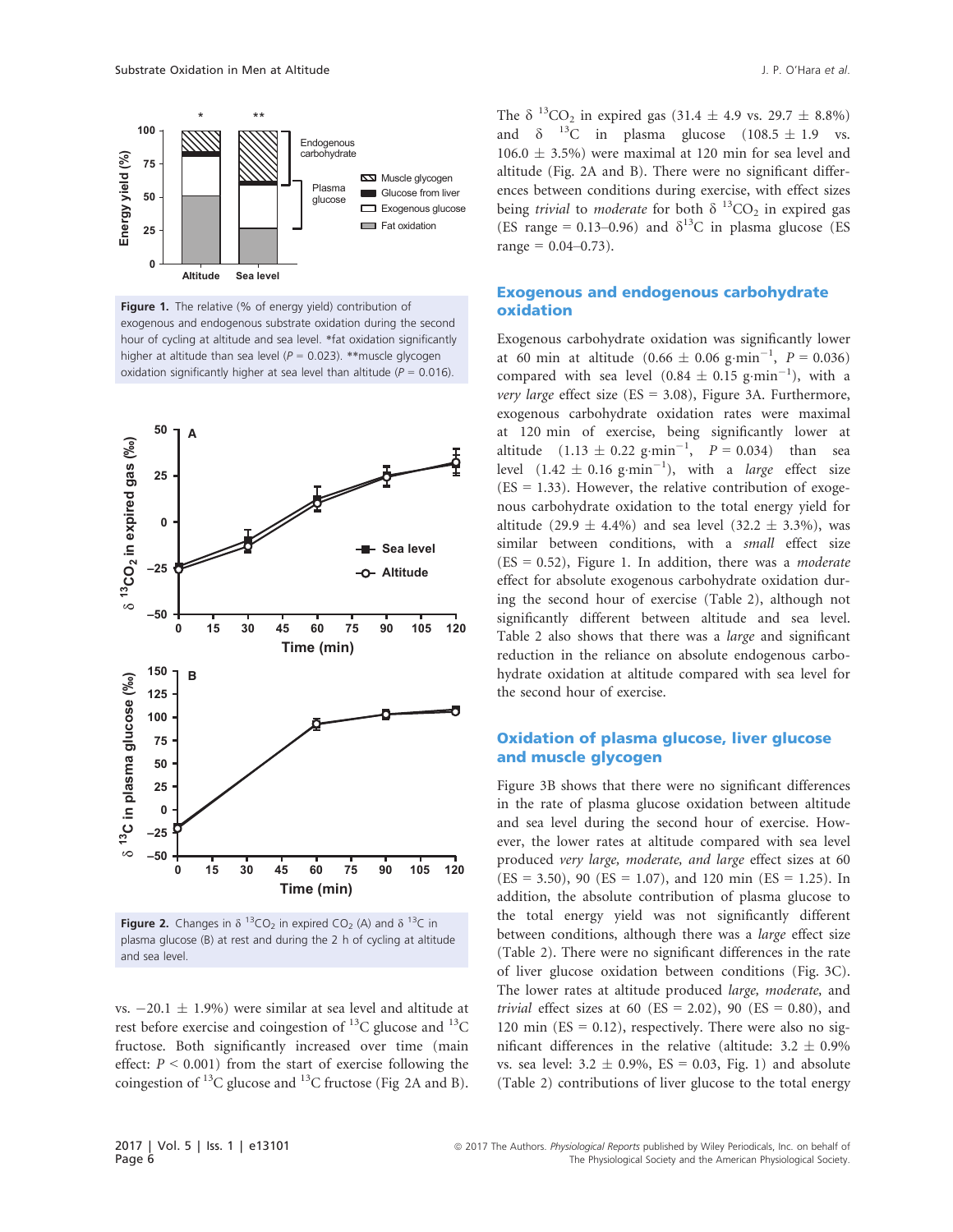Figure 1. The relative (% of energy yield) contribution of exogenous and endogenous substrate oxidation during the second hour of cycling at altitude and sea level. *fat oxidation significantly higher at altitude than sea level ($P = 0.023$). **muscle glycogen oxidation significantly higher at sea level than altitude ($P = 0.016$).

Figure 2. Changes in $\delta\ ^{13}CO_2$ in expired $CO_2$ (A) and $\delta\ ^{13}C$ in plasma glucose (B) at rest and during the 2 h of cycling at altitude and sea level.

vs. $-20.1 \pm 1.9\%$) were similar at sea level and altitude at rest before exercise and coingestion of $^{13}C$ glucose and $^{13}C$ fructose. Both significantly increased over time (main effect: $P < 0.001$) from the start of exercise following the coingestion of $^{13}C$ glucose and $^{13}C$ fructose (Fig 2A and B).

The $\delta\ ^{13}CO_2$ in expired gas ($31.4 \pm 4.9$ vs. $29.7 \pm 8.8\%$) and $\delta\ ^{13}C$ in plasma glucose ($108.5 \pm 1.9$ vs. $106.0 \pm 3.5\%$) were maximal at 120 min for sea level and altitude (Fig. 2A and B). There were no significant differences between conditions during exercise, with effect sizes being *trivial* to *moderate* for both $\delta\ ^{13}CO_2$ in expired gas (ES range = 0.13–0.96) and $\delta^{13}C$ in plasma glucose (ES range = 0.04–0.73).

## Exogenous and endogenous carbohydrate oxidation

Exogenous carbohydrate oxidation was significantly lower at 60 min at altitude ($0.66 \pm 0.06$ g·min$^{-1}$, $P = 0.036$) compared with sea level ($0.84 \pm 0.15$ g·min$^{-1}$), with a *very large* effect size (ES = 3.08), Figure 3A. Furthermore, exogenous carbohydrate oxidation rates were maximal at 120 min of exercise, being significantly lower at altitude ($1.13 \pm 0.22$ g·min$^{-1}$, $P = 0.034$) than sea level ($1.42 \pm 0.16$ g·min$^{-1}$), with a *large* effect size (ES = 1.33). However, the relative contribution of exogenous carbohydrate oxidation to the total energy yield for altitude ($29.9 \pm 4.4\%$) and sea level ($32.2 \pm 3.3\%$), was similar between conditions, with a *small* effect size (ES = 0.52), Figure 1. In addition, there was a *moderate* effect for absolute exogenous carbohydrate oxidation during the second hour of exercise (Table 2), although not significantly different between altitude and sea level. Table 2 also shows that there was a *large* and significant reduction in the reliance on absolute endogenous carbohydrate oxidation at altitude compared with sea level for the second hour of exercise.

## Oxidation of plasma glucose, liver glucose and muscle glycogen

Figure 3B shows that there were no significant differences in the rate of plasma glucose oxidation between altitude and sea level during the second hour of exercise. However, the lower rates at altitude compared with sea level produced *very large, moderate, and large* effect sizes at 60 (ES = 3.50), 90 (ES = 1.07), and 120 min (ES = 1.25). In addition, the absolute contribution of plasma glucose to the total energy yield was not significantly different between conditions, although there was a *large* effect size (Table 2). There were no significant differences in the rate of liver glucose oxidation between conditions (Fig. 3C). The lower rates at altitude produced *large, moderate*, and *trivial* effect sizes at 60 (ES = 2.02), 90 (ES = 0.80), and 120 min (ES = 0.12), respectively. There were also no significant differences in the relative (altitude: $3.2 \pm 0.9\%$ vs. sea level: $3.2 \pm 0.9\%$, ES = 0.03, Fig. 1) and absolute (Table 2) contributions of liver glucose to the total energy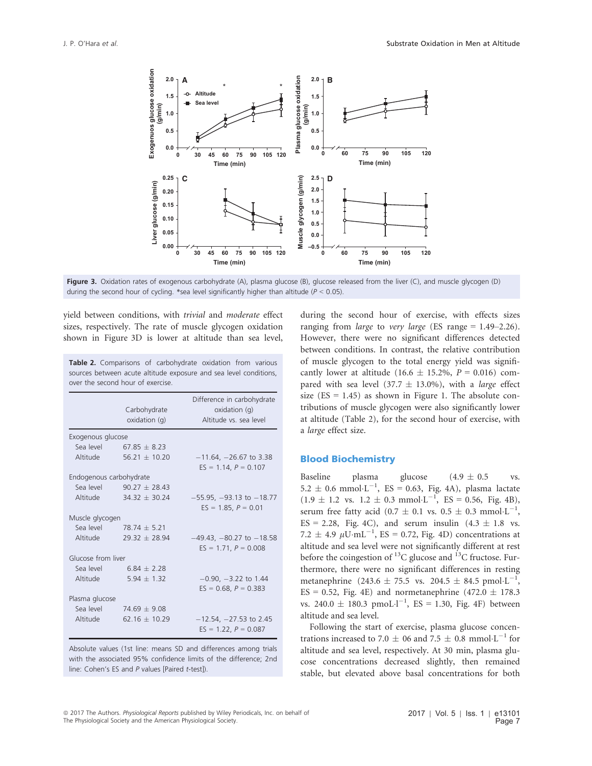Figure 3. Oxidation rates of exogenous carbohydrate (A), plasma glucose (B), glucose released from the liver (C), and muscle glycogen (D) during the second hour of cycling. *sea level significantly higher than altitude ($P < 0.05$).

yield between conditions, with *trivial* and *moderate* effect sizes, respectively. The rate of muscle glycogen oxidation shown in Figure 3D is lower at altitude than sea level, during the second hour of exercise, with effects sizes ranging from *large* to *very large* (ES range = 1.49–2.26). However, there were no significant differences detected between conditions. In contrast, the relative contribution of muscle glycogen to the total energy yield was significantly lower at altitude (16.6 ± 15.2%, $P = 0.016$) compared with sea level (37.7 ± 13.0%), with a *large* effect size (ES = 1.45) as shown in Figure 1. The absolute contributions of muscle glycogen were also significantly lower at altitude (Table 2), for the second hour of exercise, with a *large* effect size.

**Table 2.** Comparisons of carbohydrate oxidation from various sources between acute altitude exposure and sea level conditions, over the second hour of exercise.

| | Carbohydrate oxidation (g) | Difference in carbohydrate oxidation (g) Altitude vs. sea level |
|---|---|---|
| Exogenous glucose | | |
| Sea level | 67.85 ± 8.23 | |
| Altitude | 56.21 ± 10.20 | −11.64, −26.67 to 3.38<br>ES = 1.14, $P = 0.107$ |
| Endogenous carbohydrate | | |
| Sea level | 90.27 ± 28.43 | |
| Altitude | 34.32 ± 30.24 | −55.95, −93.13 to −18.77<br>ES = 1.85, $P = 0.01$ |
| Muscle glycogen | | |
| Sea level | 78.74 ± 5.21 | |
| Altitude | 29.32 ± 28.94 | −49.43, −80.27 to −18.58<br>ES = 1.71, $P = 0.008$ |
| Glucose from liver | | |
| Sea level | 6.84 ± 2.28 | |
| Altitude | 5.94 ± 1.32 | −0.90, −3.22 to 1.44<br>ES = 0.68, $P = 0.383$ |
| Plasma glucose | | |
| Sea level | 74.69 ± 9.08 | |
| Altitude | 62.16 ± 10.29 | −12.54, −27.53 to 2.45<br>ES = 1.22, $P = 0.087$ |

Absolute values (1st line: means SD and differences among trials with the associated 95% confidence limits of the difference; 2nd line: Cohen's ES and P values [Paired t-test]).

## Blood Biochemistry

Baseline plasma glucose (4.9 ± 0.5 vs. 5.2 ± 0.6 mmol·L$^{-1}$, ES = 0.63, Fig. 4A), plasma lactate (1.9 ± 1.2 vs. 1.2 ± 0.3 mmol·L$^{-1}$, ES = 0.56, Fig. 4B), serum free fatty acid (0.7 ± 0.1 vs. 0.5 ± 0.3 mmol·L$^{-1}$, ES = 2.28, Fig. 4C), and serum insulin (4.3 ± 1.8 vs. 7.2 ± 4.9 $\mu$U·mL$^{-1}$, ES = 0.72, Fig. 4D) concentrations at altitude and sea level were not significantly different at rest before the coingestion of $^{13}$C glucose and $^{13}$C fructose. Furthermore, there were no significant differences in resting metanephrine (243.6 ± 75.5 vs. 204.5 ± 84.5 pmol·L$^{-1}$, ES = 0.52, Fig. 4E) and normetanephrine (472.0 ± 178.3 vs. 240.0 ± 180.3 pmoL·l$^{-1}$, ES = 1.30, Fig. 4F) between altitude and sea level.

Following the start of exercise, plasma glucose concentrations increased to 7.0 ± 06 and 7.5 ± 0.8 mmol·L$^{-1}$ for altitude and sea level, respectively. At 30 min, plasma glucose concentrations decreased slightly, then remained stable, but elevated above basal concentrations for both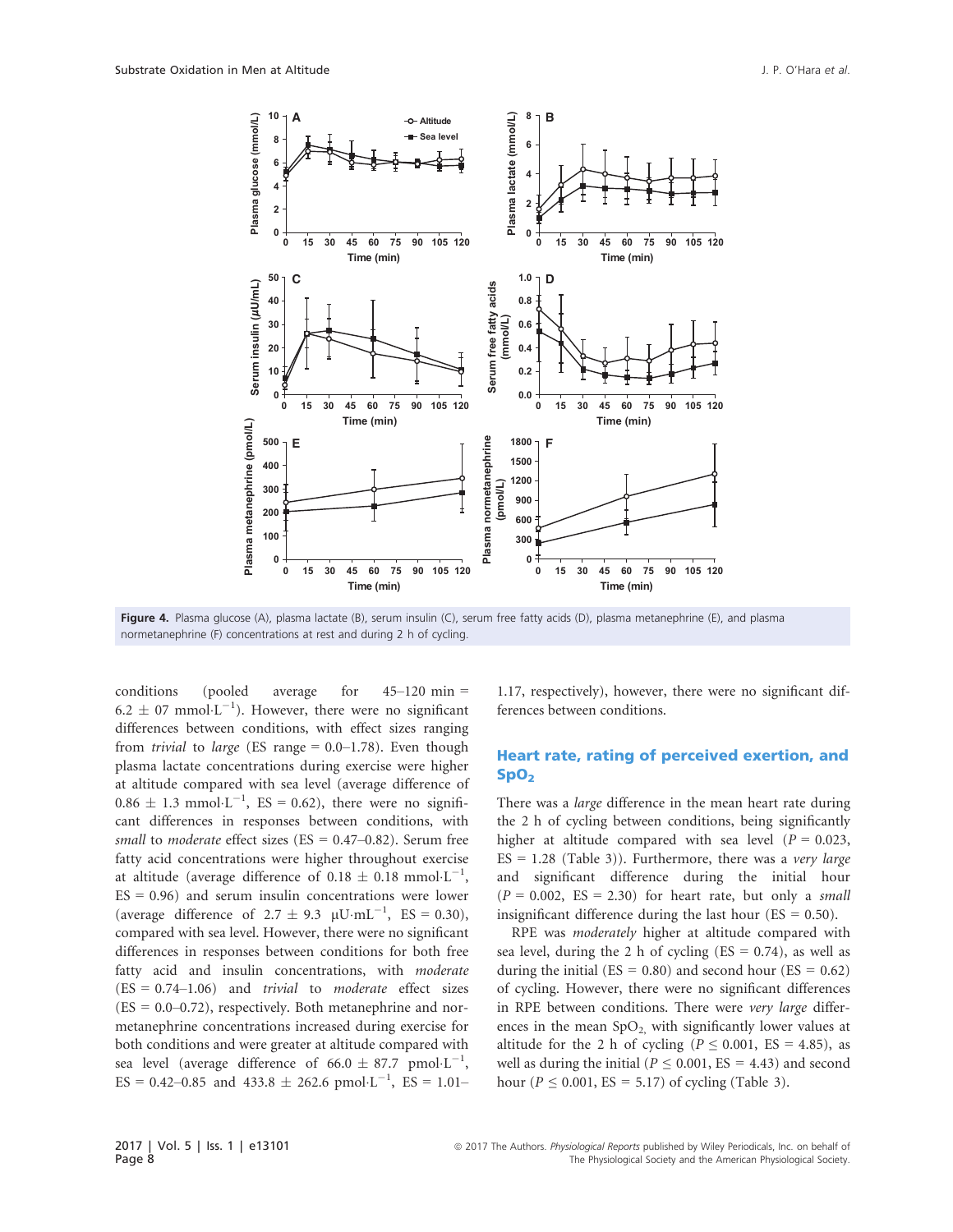Figure 4. Plasma glucose (A), plasma lactate (B), serum insulin (C), serum free fatty acids (D), plasma metanephrine (E), and plasma normetanephrine (F) concentrations at rest and during 2 h of cycling.

conditions (pooled average for 45–120 min = $6.2 \pm 07$ $mmol \cdot L^{-1}$). However, there were no significant differences between conditions, with effect sizes ranging from *trivial* to *large* (ES range = 0.0–1.78). Even though plasma lactate concentrations during exercise were higher at altitude compared with sea level (average difference of $0.86 \pm 1.3$ $mmol \cdot L^{-1}$, ES = 0.62), there were no significant differences in responses between conditions, with *small* to *moderate* effect sizes (ES = 0.47–0.82). Serum free fatty acid concentrations were higher throughout exercise at altitude (average difference of $0.18 \pm 0.18$ $mmol \cdot L^{-1}$, ES = 0.96) and serum insulin concentrations were lower (average difference of $2.7 \pm 9.3$ $\mu U \cdot mL^{-1}$, ES = 0.30), compared with sea level. However, there were no significant differences in responses between conditions for both free fatty acid and insulin concentrations, with *moderate* (ES = 0.74–1.06) and *trivial* to *moderate* effect sizes (ES = 0.0–0.72), respectively. Both metanephrine and normetanephrine concentrations increased during exercise for both conditions and were greater at altitude compared with sea level (average difference of $66.0 \pm 87.7$ $pmol \cdot L^{-1}$, ES = 0.42–0.85 and $433.8 \pm 262.6$ $pmol \cdot L^{-1}$, ES = 1.01–1.17, respectively), however, there were no significant differences between conditions.

## Heart rate, rating of perceived exertion, and $SpO_2$

There was a *large* difference in the mean heart rate during the 2 h of cycling between conditions, being significantly higher at altitude compared with sea level ($P = 0.023$, ES = 1.28 (Table 3)). Furthermore, there was a *very large* and significant difference during the initial hour ($P = 0.002$, ES = 2.30) for heart rate, but only a *small* insignificant difference during the last hour (ES = 0.50).

RPE was *moderately* higher at altitude compared with sea level, during the 2 h of cycling (ES = 0.74), as well as during the initial (ES = 0.80) and second hour (ES = 0.62) of cycling. However, there were no significant differences in RPE between conditions. There were *very large* differences in the mean $SpO_2$, with significantly lower values at altitude for the 2 h of cycling ($P \leq 0.001$, ES = 4.85), as well as during the initial ($P \leq 0.001$, ES = 4.43) and second hour ($P \leq 0.001$, ES = 5.17) of cycling (Table 3).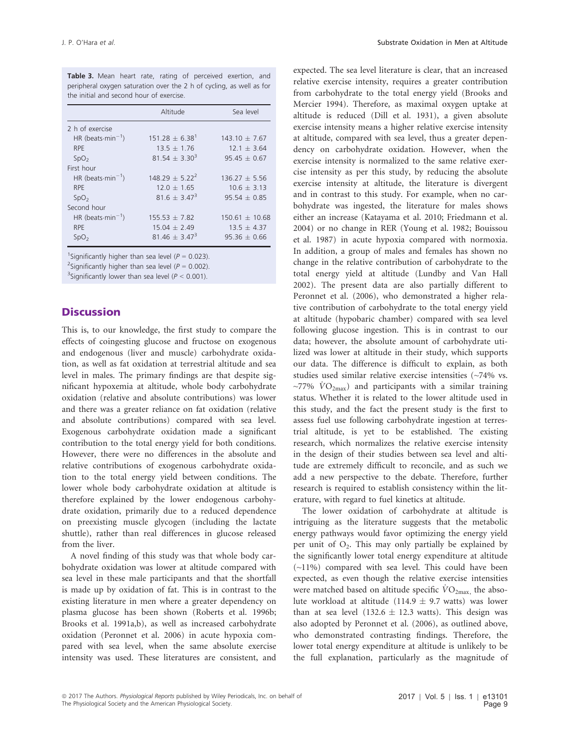**Table 3.** Mean heart rate, rating of perceived exertion, and peripheral oxygen saturation over the 2 h of cycling, as well as for the initial and second hour of exercise.

| | Altitude | Sea level |
|---|---|---|
| 2 h of exercise | | |
| HR ($\text{beats}\cdot\text{min}^{-1}$) | 151.28 ± 6.38[1] | 143.10 ± 7.67 |
| RPE | 13.5 ± 1.76 | 12.1 ± 3.64 |
| $SpO_2$ | 81.54 ± 3.30[3] | 95.45 ± 0.67 |
| First hour | | |
| HR ($\text{beats}\cdot\text{min}^{-1}$) | 148.29 ± 5.22[2] | 136.27 ± 5.56 |
| RPE | 12.0 ± 1.65 | 10.6 ± 3.13 |
| $SpO_2$ | 81.6 ± 3.47[3] | 95.54 ± 0.85 |
| Second hour | | |
| HR ($\text{beats}\cdot\text{min}^{-1}$) | 155.53 ± 7.82 | 150.61 ± 10.68 |
| RPE | 15.04 ± 2.49 | 13.5 ± 4.37 |
| $SpO_2$ | 81.46 ± 3.47[3] | 95.36 ± 0.66 |

[1]Significantly higher than sea level ($P = 0.023$).
[2]Significantly higher than sea level ($P = 0.002$).
[3]Significantly lower than sea level ($P < 0.001$).

## Discussion

This is, to our knowledge, the first study to compare the effects of coingesting glucose and fructose on exogenous and endogenous (liver and muscle) carbohydrate oxidation, as well as fat oxidation at terrestrial altitude and sea level in males. The primary findings are that despite significant hypoxemia at altitude, whole body carbohydrate oxidation (relative and absolute contributions) was lower and there was a greater reliance on fat oxidation (relative and absolute contributions) compared with sea level. Exogenous carbohydrate oxidation made a significant contribution to the total energy yield for both conditions. However, there were no differences in the absolute and relative contributions of exogenous carbohydrate oxidation to the total energy yield between conditions. The lower whole body carbohydrate oxidation at altitude is therefore explained by the lower endogenous carbohydrate oxidation, primarily due to a reduced dependence on preexisting muscle glycogen (including the lactate shuttle), rather than real differences in glucose released from the liver.

A novel finding of this study was that whole body carbohydrate oxidation was lower at altitude compared with sea level in these male participants and that the shortfall is made up by oxidation of fat. This is in contrast to the existing literature in men where a greater dependency on plasma glucose has been shown (Roberts et al. 1996b; Brooks et al. 1991a,b), as well as increased carbohydrate oxidation (Peronnet et al. 2006) in acute hypoxia compared with sea level, when the same absolute exercise intensity was used. These literatures are consistent, and expected. The sea level literature is clear, that an increased relative exercise intensity, requires a greater contribution from carbohydrate to the total energy yield (Brooks and Mercier 1994). Therefore, as maximal oxygen uptake at altitude is reduced (Dill et al. 1931), a given absolute exercise intensity means a higher relative exercise intensity at altitude, compared with sea level, thus a greater dependency on carbohydrate oxidation. However, when the exercise intensity is normalized to the same relative exercise intensity as per this study, by reducing the absolute exercise intensity at altitude, the literature is divergent and in contrast to this study. For example, when no carbohydrate was ingested, the literature for males shows either an increase (Katayama et al. 2010; Friedmann et al. 2004) or no change in RER (Young et al. 1982; Bouissou et al. 1987) in acute hypoxia compared with normoxia. In addition, a group of males and females has shown no change in the relative contribution of carbohydrate to the total energy yield at altitude (Lundby and Van Hall 2002). The present data are also partially different to Peronnet et al. (2006), who demonstrated a higher relative contribution of carbohydrate to the total energy yield at altitude (hypobaric chamber) compared with sea level following glucose ingestion. This is in contrast to our data; however, the absolute amount of carbohydrate utilized was lower at altitude in their study, which supports our data. The difference is difficult to explain, as both studies used similar relative exercise intensities (~74% vs. ~77% $\dot{V}O_{2max}$) and participants with a similar training status. Whether it is related to the lower altitude used in this study, and the fact the present study is the first to assess fuel use following carbohydrate ingestion at terrestrial altitude, is yet to be established. The existing research, which normalizes the relative exercise intensity in the design of their studies between sea level and altitude are extremely difficult to reconcile, and as such we add a new perspective to the debate. Therefore, further research is required to establish consistency within the literature, with regard to fuel kinetics at altitude.

The lower oxidation of carbohydrate at altitude is intriguing as the literature suggests that the metabolic energy pathways would favor optimizing the energy yield per unit of $O_2$. This may only partially be explained by the significantly lower total energy expenditure at altitude (~11%) compared with sea level. This could have been expected, as even though the relative exercise intensities were matched based on altitude specific $\dot{V}O_{2max}$, the absolute workload at altitude (114.9 ± 9.7 watts) was lower than at sea level (132.6 ± 12.3 watts). This design was also adopted by Peronnet et al. (2006), as outlined above, who demonstrated contrasting findings. Therefore, the lower total energy expenditure at altitude is unlikely to be the full explanation, particularly as the magnitude of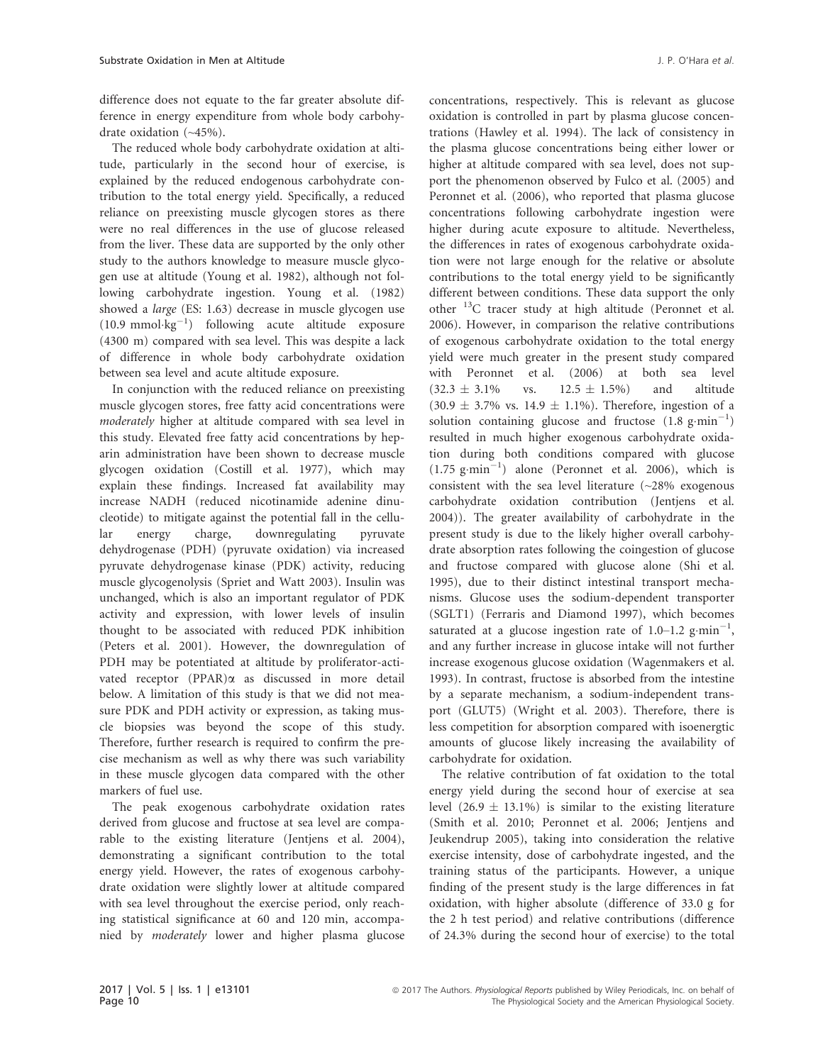difference does not equate to the far greater absolute difference in energy expenditure from whole body carbohydrate oxidation (~45%).

The reduced whole body carbohydrate oxidation at altitude, particularly in the second hour of exercise, is explained by the reduced endogenous carbohydrate contribution to the total energy yield. Specifically, a reduced reliance on preexisting muscle glycogen stores as there were no real differences in the use of glucose released from the liver. These data are supported by the only other study to the authors knowledge to measure muscle glycogen use at altitude (Young et al. 1982), although not following carbohydrate ingestion. Young et al. (1982) showed a *large* (ES: 1.63) decrease in muscle glycogen use (10.9 $mmol \cdot kg^{-1}$) following acute altitude exposure (4300 m) compared with sea level. This was despite a lack of difference in whole body carbohydrate oxidation between sea level and acute altitude exposure.

In conjunction with the reduced reliance on preexisting muscle glycogen stores, free fatty acid concentrations were *moderately* higher at altitude compared with sea level in this study. Elevated free fatty acid concentrations by heparin administration have been shown to decrease muscle glycogen oxidation (Costill et al. 1977), which may explain these findings. Increased fat availability may increase NADH (reduced nicotinamide adenine dinucleotide) to mitigate against the potential fall in the cellular energy charge, downregulating pyruvate dehydrogenase (PDH) (pyruvate oxidation) via increased pyruvate dehydrogenase kinase (PDK) activity, reducing muscle glycogenolysis (Spriet and Watt 2003). Insulin was unchanged, which is also an important regulator of PDK activity and expression, with lower levels of insulin thought to be associated with reduced PDK inhibition (Peters et al. 2001). However, the downregulation of PDH may be potentiated at altitude by proliferator-activated receptor (PPAR)$\alpha$ as discussed in more detail below. A limitation of this study is that we did not measure PDK and PDH activity or expression, as taking muscle biopsies was beyond the scope of this study. Therefore, further research is required to confirm the precise mechanism as well as why there was such variability in these muscle glycogen data compared with the other markers of fuel use.

The peak exogenous carbohydrate oxidation rates derived from glucose and fructose at sea level are comparable to the existing literature (Jentjens et al. 2004), demonstrating a significant contribution to the total energy yield. However, the rates of exogenous carbohydrate oxidation were slightly lower at altitude compared with sea level throughout the exercise period, only reaching statistical significance at 60 and 120 min, accompanied by *moderately* lower and higher plasma glucose concentrations, respectively. This is relevant as glucose oxidation is controlled in part by plasma glucose concentrations (Hawley et al. 1994). The lack of consistency in the plasma glucose concentrations being either lower or higher at altitude compared with sea level, does not support the phenomenon observed by Fulco et al. (2005) and Peronnet et al. (2006), who reported that plasma glucose concentrations following carbohydrate ingestion were higher during acute exposure to altitude. Nevertheless, the differences in rates of exogenous carbohydrate oxidation were not large enough for the relative or absolute contributions to the total energy yield to be significantly different between conditions. These data support the only other $^{13}C$ tracer study at high altitude (Peronnet et al. 2006). However, in comparison the relative contributions of exogenous carbohydrate oxidation to the total energy yield were much greater in the present study compared with Peronnet et al. (2006) at both sea level ($32.3 \pm 3.1\%$ vs. $12.5 \pm 1.5\%$) and altitude ($30.9 \pm 3.7\%$ vs. $14.9 \pm 1.1\%$). Therefore, ingestion of a solution containing glucose and fructose (1.8 $g \cdot min^{-1}$) resulted in much higher exogenous carbohydrate oxidation during both conditions compared with glucose (1.75 $g \cdot min^{-1}$) alone (Peronnet et al. 2006), which is consistent with the sea level literature (~28% exogenous carbohydrate oxidation contribution (Jentjens et al. 2004)). The greater availability of carbohydrate in the present study is due to the likely higher overall carbohydrate absorption rates following the coingestion of glucose and fructose compared with glucose alone (Shi et al. 1995), due to their distinct intestinal transport mechanisms. Glucose uses the sodium-dependent transporter (SGLT1) (Ferraris and Diamond 1997), which becomes saturated at a glucose ingestion rate of 1.0–1.2 $g \cdot min^{-1}$, and any further increase in glucose intake will not further increase exogenous glucose oxidation (Wagenmakers et al. 1993). In contrast, fructose is absorbed from the intestine by a separate mechanism, a sodium-independent transport (GLUT5) (Wright et al. 2003). Therefore, there is less competition for absorption compared with isoenergtic amounts of glucose likely increasing the availability of carbohydrate for oxidation.

The relative contribution of fat oxidation to the total energy yield during the second hour of exercise at sea level ($26.9 \pm 13.1\%$) is similar to the existing literature (Smith et al. 2010; Peronnet et al. 2006; Jentjens and Jeukendrup 2005), taking into consideration the relative exercise intensity, dose of carbohydrate ingested, and the training status of the participants. However, a unique finding of the present study is the large differences in fat oxidation, with higher absolute (difference of 33.0 g for the 2 h test period) and relative contributions (difference of 24.3% during the second hour of exercise) to the total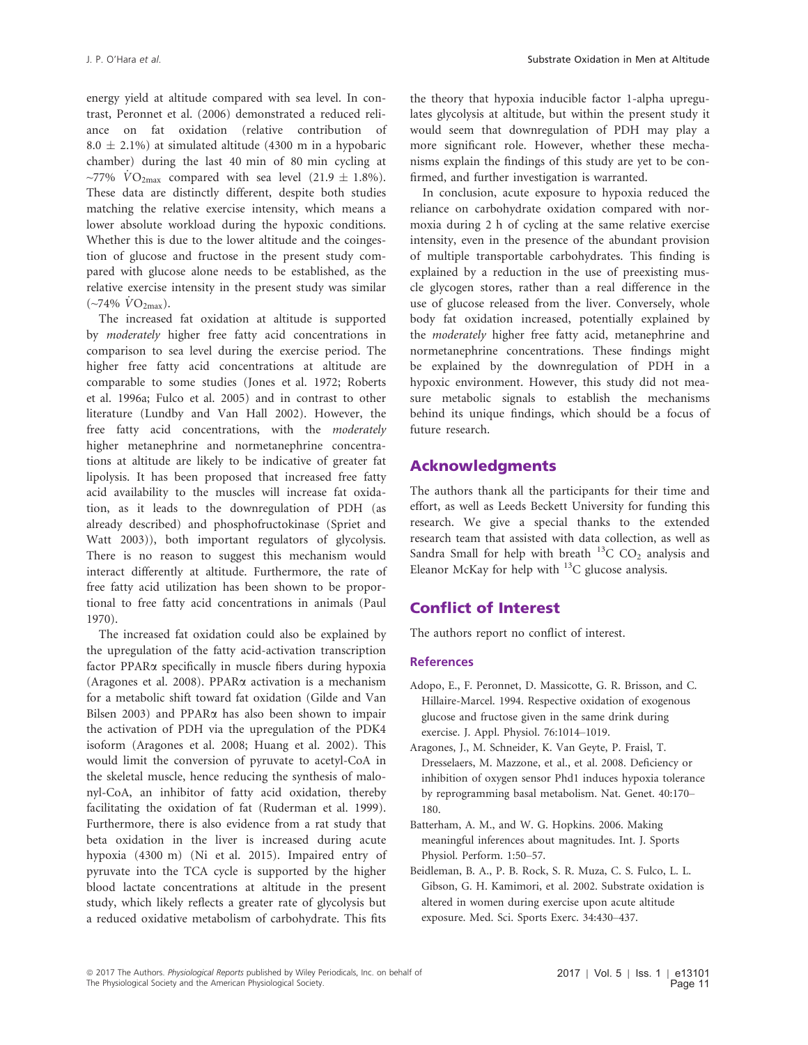energy yield at altitude compared with sea level. In contrast, Peronnet et al. (2006) demonstrated a reduced reliance on fat oxidation (relative contribution of $8.0 \pm 2.1\%$) at simulated altitude (4300 m in a hypobaric chamber) during the last 40 min of 80 min cycling at ~77% $\dot{V}O_{2max}$ compared with sea level ($21.9 \pm 1.8\%$). These data are distinctly different, despite both studies matching the relative exercise intensity, which means a lower absolute workload during the hypoxic conditions. Whether this is due to the lower altitude and the coingestion of glucose and fructose in the present study compared with glucose alone needs to be established, as the relative exercise intensity in the present study was similar (~74% $\dot{V}O_{2max}$).

The increased fat oxidation at altitude is supported by *moderately* higher free fatty acid concentrations in comparison to sea level during the exercise period. The higher free fatty acid concentrations at altitude are comparable to some studies (Jones et al. 1972; Roberts et al. 1996a; Fulco et al. 2005) and in contrast to other literature (Lundby and Van Hall 2002). However, the free fatty acid concentrations, with the *moderately* higher metanephrine and normetanephrine concentrations at altitude are likely to be indicative of greater fat lipolysis. It has been proposed that increased free fatty acid availability to the muscles will increase fat oxidation, as it leads to the downregulation of PDH (as already described) and phosphofructokinase (Spriet and Watt 2003)), both important regulators of glycolysis. There is no reason to suggest this mechanism would interact differently at altitude. Furthermore, the rate of free fatty acid utilization has been shown to be proportional to free fatty acid concentrations in animals (Paul 1970).

The increased fat oxidation could also be explained by the upregulation of the fatty acid-activation transcription factor PPARα specifically in muscle fibers during hypoxia (Aragones et al. 2008). PPARα activation is a mechanism for a metabolic shift toward fat oxidation (Gilde and Van Bilsen 2003) and PPARα has also been shown to impair the activation of PDH via the upregulation of the PDK4 isoform (Aragones et al. 2008; Huang et al. 2002). This would limit the conversion of pyruvate to acetyl-CoA in the skeletal muscle, hence reducing the synthesis of malonyl-CoA, an inhibitor of fatty acid oxidation, thereby facilitating the oxidation of fat (Ruderman et al. 1999). Furthermore, there is also evidence from a rat study that beta oxidation in the liver is increased during acute hypoxia (4300 m) (Ni et al. 2015). Impaired entry of pyruvate into the TCA cycle is supported by the higher blood lactate concentrations at altitude in the present study, which likely reflects a greater rate of glycolysis but a reduced oxidative metabolism of carbohydrate. This fits the theory that hypoxia inducible factor 1-alpha upregulates glycolysis at altitude, but within the present study it would seem that downregulation of PDH may play a more significant role. However, whether these mechanisms explain the findings of this study are yet to be confirmed, and further investigation is warranted.

In conclusion, acute exposure to hypoxia reduced the reliance on carbohydrate oxidation compared with normoxia during 2 h of cycling at the same relative exercise intensity, even in the presence of the abundant provision of multiple transportable carbohydrates. This finding is explained by a reduction in the use of preexisting muscle glycogen stores, rather than a real difference in the use of glucose released from the liver. Conversely, whole body fat oxidation increased, potentially explained by the *moderately* higher free fatty acid, metanephrine and normetanephrine concentrations. These findings might be explained by the downregulation of PDH in a hypoxic environment. However, this study did not measure metabolic signals to establish the mechanisms behind its unique findings, which should be a focus of future research.

## Acknowledgments

The authors thank all the participants for their time and effort, as well as Leeds Beckett University for funding this research. We give a special thanks to the extended research team that assisted with data collection, as well as Sandra Small for help with breath $^{13}C$ $CO_2$ analysis and Eleanor McKay for help with $^{13}C$ glucose analysis.

## Conflict of Interest

The authors report no conflict of interest.

### References

Adopo, E., F. Peronnet, D. Massicotte, G. R. Brisson, and C. Hillaire-Marcel. 1994. Respective oxidation of exogenous glucose and fructose given in the same drink during exercise. J. Appl. Physiol. 76:1014–1019.

Aragones, J., M. Schneider, K. Van Geyte, P. Fraisl, T. Dresselaers, M. Mazzone, et al., et al. 2008. Deficiency or inhibition of oxygen sensor Phd1 induces hypoxia tolerance by reprogramming basal metabolism. Nat. Genet. 40:170–180.

Batterham, A. M., and W. G. Hopkins. 2006. Making meaningful inferences about magnitudes. Int. J. Sports Physiol. Perform. 1:50–57.

Beidleman, B. A., P. B. Rock, S. R. Muza, C. S. Fulco, L. L. Gibson, G. H. Kamimori, et al. 2002. Substrate oxidation is altered in women during exercise upon acute altitude exposure. Med. Sci. Sports Exerc. 34:430–437.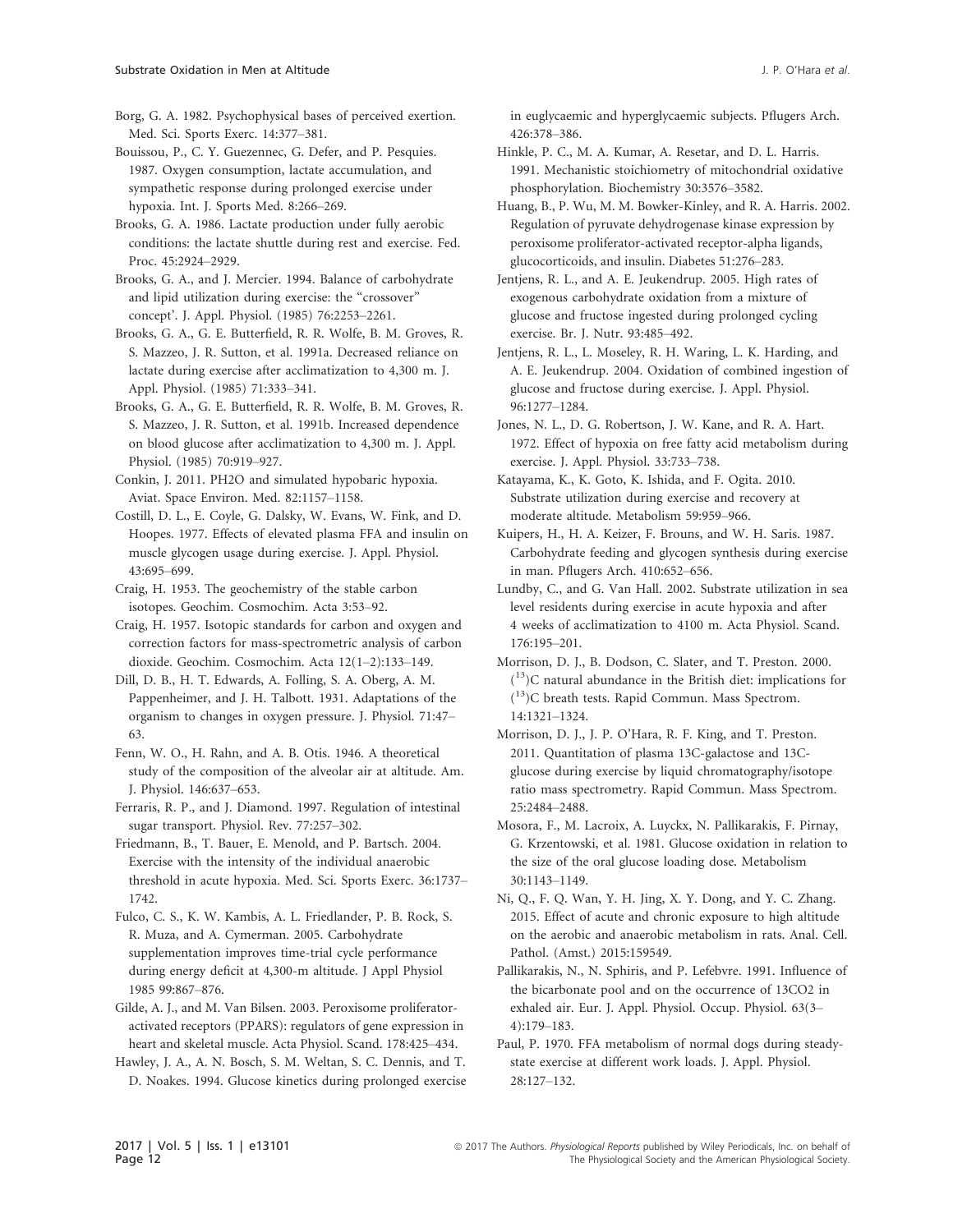Borg, G. A. 1982. Psychophysical bases of perceived exertion. Med. Sci. Sports Exerc. 14:377–381.

Bouissou, P., C. Y. Guezennec, G. Defer, and P. Pesquies. 1987. Oxygen consumption, lactate accumulation, and sympathetic response during prolonged exercise under hypoxia. Int. J. Sports Med. 8:266–269.

Brooks, G. A. 1986. Lactate production under fully aerobic conditions: the lactate shuttle during rest and exercise. Fed. Proc. 45:2924–2929.

Brooks, G. A., and J. Mercier. 1994. Balance of carbohydrate and lipid utilization during exercise: the "crossover" concept'. J. Appl. Physiol. (1985) 76:2253–2261.

Brooks, G. A., G. E. Butterfield, R. R. Wolfe, B. M. Groves, R. S. Mazzeo, J. R. Sutton, et al. 1991a. Decreased reliance on lactate during exercise after acclimatization to 4,300 m. J. Appl. Physiol. (1985) 71:333–341.

Brooks, G. A., G. E. Butterfield, R. R. Wolfe, B. M. Groves, R. S. Mazzeo, J. R. Sutton, et al. 1991b. Increased dependence on blood glucose after acclimatization to 4,300 m. J. Appl. Physiol. (1985) 70:919–927.

Conkin, J. 2011. PH2O and simulated hypobaric hypoxia. Aviat. Space Environ. Med. 82:1157–1158.

Costill, D. L., E. Coyle, G. Dalsky, W. Evans, W. Fink, and D. Hoopes. 1977. Effects of elevated plasma FFA and insulin on muscle glycogen usage during exercise. J. Appl. Physiol. 43:695–699.

Craig, H. 1953. The geochemistry of the stable carbon isotopes. Geochim. Cosmochim. Acta 3:53–92.

Craig, H. 1957. Isotopic standards for carbon and oxygen and correction factors for mass-spectrometric analysis of carbon dioxide. Geochim. Cosmochim. Acta 12(1–2):133–149.

Dill, D. B., H. T. Edwards, A. Folling, S. A. Oberg, A. M. Pappenheimer, and J. H. Talbott. 1931. Adaptations of the organism to changes in oxygen pressure. J. Physiol. 71:47–63.

Fenn, W. O., H. Rahn, and A. B. Otis. 1946. A theoretical study of the composition of the alveolar air at altitude. Am. J. Physiol. 146:637–653.

Ferraris, R. P., and J. Diamond. 1997. Regulation of intestinal sugar transport. Physiol. Rev. 77:257–302.

Friedmann, B., T. Bauer, E. Menold, and P. Bartsch. 2004. Exercise with the intensity of the individual anaerobic threshold in acute hypoxia. Med. Sci. Sports Exerc. 36:1737–1742.

Fulco, C. S., K. W. Kambis, A. L. Friedlander, P. B. Rock, S. R. Muza, and A. Cymerman. 2005. Carbohydrate supplementation improves time-trial cycle performance during energy deficit at 4,300-m altitude. J Appl Physiol 1985 99:867–876.

Gilde, A. J., and M. Van Bilsen. 2003. Peroxisome proliferator-activated receptors (PPARS): regulators of gene expression in heart and skeletal muscle. Acta Physiol. Scand. 178:425–434.

Hawley, J. A., A. N. Bosch, S. M. Weltan, S. C. Dennis, and T. D. Noakes. 1994. Glucose kinetics during prolonged exercise in euglycaemic and hyperglycaemic subjects. Pflugers Arch. 426:378–386.

Hinkle, P. C., M. A. Kumar, A. Resetar, and D. L. Harris. 1991. Mechanistic stoichiometry of mitochondrial oxidative phosphorylation. Biochemistry 30:3576–3582.

Huang, B., P. Wu, M. M. Bowker-Kinley, and R. A. Harris. 2002. Regulation of pyruvate dehydrogenase kinase expression by peroxisome proliferator-activated receptor-alpha ligands, glucocorticoids, and insulin. Diabetes 51:276–283.

Jentjens, R. L., and A. E. Jeukendrup. 2005. High rates of exogenous carbohydrate oxidation from a mixture of glucose and fructose ingested during prolonged cycling exercise. Br. J. Nutr. 93:485–492.

Jentjens, R. L., L. Moseley, R. H. Waring, L. K. Harding, and A. E. Jeukendrup. 2004. Oxidation of combined ingestion of glucose and fructose during exercise. J. Appl. Physiol. 96:1277–1284.

Jones, N. L., D. G. Robertson, J. W. Kane, and R. A. Hart. 1972. Effect of hypoxia on free fatty acid metabolism during exercise. J. Appl. Physiol. 33:733–738.

Katayama, K., K. Goto, K. Ishida, and F. Ogita. 2010. Substrate utilization during exercise and recovery at moderate altitude. Metabolism 59:959–966.

Kuipers, H., H. A. Keizer, F. Brouns, and W. H. Saris. 1987. Carbohydrate feeding and glycogen synthesis during exercise in man. Pflugers Arch. 410:652–656.

Lundby, C., and G. Van Hall. 2002. Substrate utilization in sea level residents during exercise in acute hypoxia and after 4 weeks of acclimatization to 4100 m. Acta Physiol. Scand. 176:195–201.

Morrison, D. J., B. Dodson, C. Slater, and T. Preston. 2000. $(^{13})$C natural abundance in the British diet: implications for $(^{13})$C breath tests. Rapid Commun. Mass Spectrom. 14:1321–1324.

Morrison, D. J., J. P. O'Hara, R. F. King, and T. Preston. 2011. Quantitation of plasma 13C-galactose and 13C-glucose during exercise by liquid chromatography/isotope ratio mass spectrometry. Rapid Commun. Mass Spectrom. 25:2484–2488.

Mosora, F., M. Lacroix, A. Luyckx, N. Pallikarakis, F. Pirnay, G. Krzentowski, et al. 1981. Glucose oxidation in relation to the size of the oral glucose loading dose. Metabolism 30:1143–1149.

Ni, Q., F. Q. Wan, Y. H. Jing, X. Y. Dong, and Y. C. Zhang. 2015. Effect of acute and chronic exposure to high altitude on the aerobic and anaerobic metabolism in rats. Anal. Cell. Pathol. (Amst.) 2015:159549.

Pallikarakis, N., N. Sphiris, and P. Lefebvre. 1991. Influence of the bicarbonate pool and on the occurrence of 13CO2 in exhaled air. Eur. J. Appl. Physiol. Occup. Physiol. 63(3–4):179–183.

Paul, P. 1970. FFA metabolism of normal dogs during steady-state exercise at different work loads. J. Appl. Physiol. 28:127–132.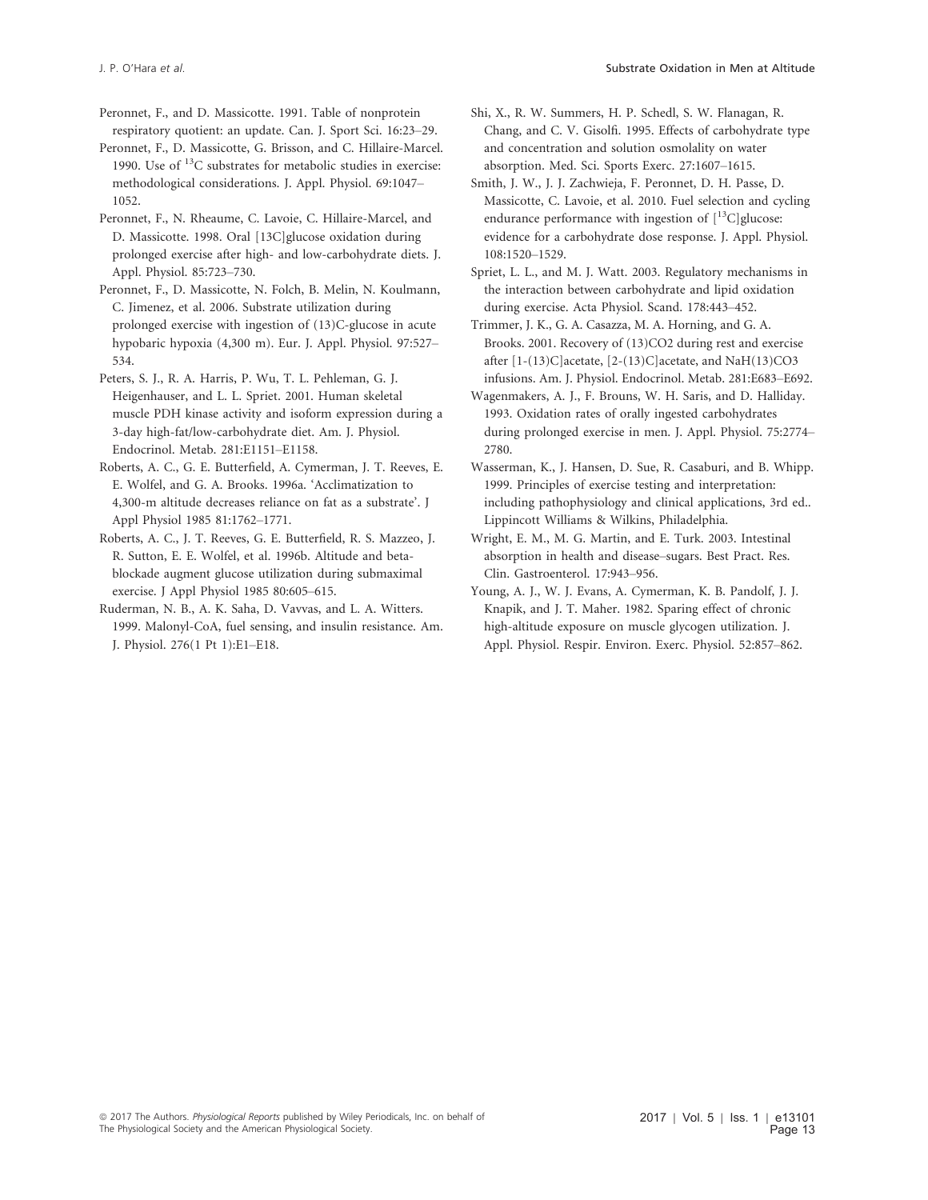Peronnet, F., and D. Massicotte. 1991. Table of nonprotein respiratory quotient: an update. Can. J. Sport Sci. 16:23–29.

Peronnet, F., D. Massicotte, G. Brisson, and C. Hillaire-Marcel. 1990. Use of $^{13}C$ substrates for metabolic studies in exercise: methodological considerations. J. Appl. Physiol. 69:1047–1052.

Peronnet, F., N. Rheaume, C. Lavoie, C. Hillaire-Marcel, and D. Massicotte. 1998. Oral [13C]glucose oxidation during prolonged exercise after high- and low-carbohydrate diets. J. Appl. Physiol. 85:723–730.

Peronnet, F., D. Massicotte, N. Folch, B. Melin, N. Koulmann, C. Jimenez, et al. 2006. Substrate utilization during prolonged exercise with ingestion of (13)C-glucose in acute hypobaric hypoxia (4,300 m). Eur. J. Appl. Physiol. 97:527–534.

Peters, S. J., R. A. Harris, P. Wu, T. L. Pehleman, G. J. Heigenhauser, and L. L. Spriet. 2001. Human skeletal muscle PDH kinase activity and isoform expression during a 3-day high-fat/low-carbohydrate diet. Am. J. Physiol. Endocrinol. Metab. 281:E1151–E1158.

Roberts, A. C., G. E. Butterfield, A. Cymerman, J. T. Reeves, E. E. Wolfel, and G. A. Brooks. 1996a. 'Acclimatization to 4,300-m altitude decreases reliance on fat as a substrate'. J Appl Physiol 1985 81:1762–1771.

Roberts, A. C., J. T. Reeves, G. E. Butterfield, R. S. Mazzeo, J. R. Sutton, E. E. Wolfel, et al. 1996b. Altitude and beta-blockade augment glucose utilization during submaximal exercise. J Appl Physiol 1985 80:605–615.

Ruderman, N. B., A. K. Saha, D. Vavvas, and L. A. Witters. 1999. Malonyl-CoA, fuel sensing, and insulin resistance. Am. J. Physiol. 276(1 Pt 1):E1–E18.

Shi, X., R. W. Summers, H. P. Schedl, S. W. Flanagan, R. Chang, and C. V. Gisolfi. 1995. Effects of carbohydrate type and concentration and solution osmolality on water absorption. Med. Sci. Sports Exerc. 27:1607–1615.

Smith, J. W., J. J. Zachwieja, F. Peronnet, D. H. Passe, D. Massicotte, C. Lavoie, et al. 2010. Fuel selection and cycling endurance performance with ingestion of [$^{13}C$]glucose: evidence for a carbohydrate dose response. J. Appl. Physiol. 108:1520–1529.

Spriet, L. L., and M. J. Watt. 2003. Regulatory mechanisms in the interaction between carbohydrate and lipid oxidation during exercise. Acta Physiol. Scand. 178:443–452.

Trimmer, J. K., G. A. Casazza, M. A. Horning, and G. A. Brooks. 2001. Recovery of (13)CO2 during rest and exercise after [1-(13)C]acetate, [2-(13)C]acetate, and NaH(13)CO3 infusions. Am. J. Physiol. Endocrinol. Metab. 281:E683–E692.

Wagenmakers, A. J., F. Brouns, W. H. Saris, and D. Halliday. 1993. Oxidation rates of orally ingested carbohydrates during prolonged exercise in men. J. Appl. Physiol. 75:2774–2780.

Wasserman, K., J. Hansen, D. Sue, R. Casaburi, and B. Whipp. 1999. Principles of exercise testing and interpretation: including pathophysiology and clinical applications, 3rd ed.. Lippincott Williams & Wilkins, Philadelphia.

Wright, E. M., M. G. Martin, and E. Turk. 2003. Intestinal absorption in health and disease–sugars. Best Pract. Res. Clin. Gastroenterol. 17:943–956.

Young, A. J., W. J. Evans, A. Cymerman, K. B. Pandolf, J. J. Knapik, and J. T. Maher. 1982. Sparing effect of chronic high-altitude exposure on muscle glycogen utilization. J. Appl. Physiol. Respir. Environ. Exerc. Physiol. 52:857–862.